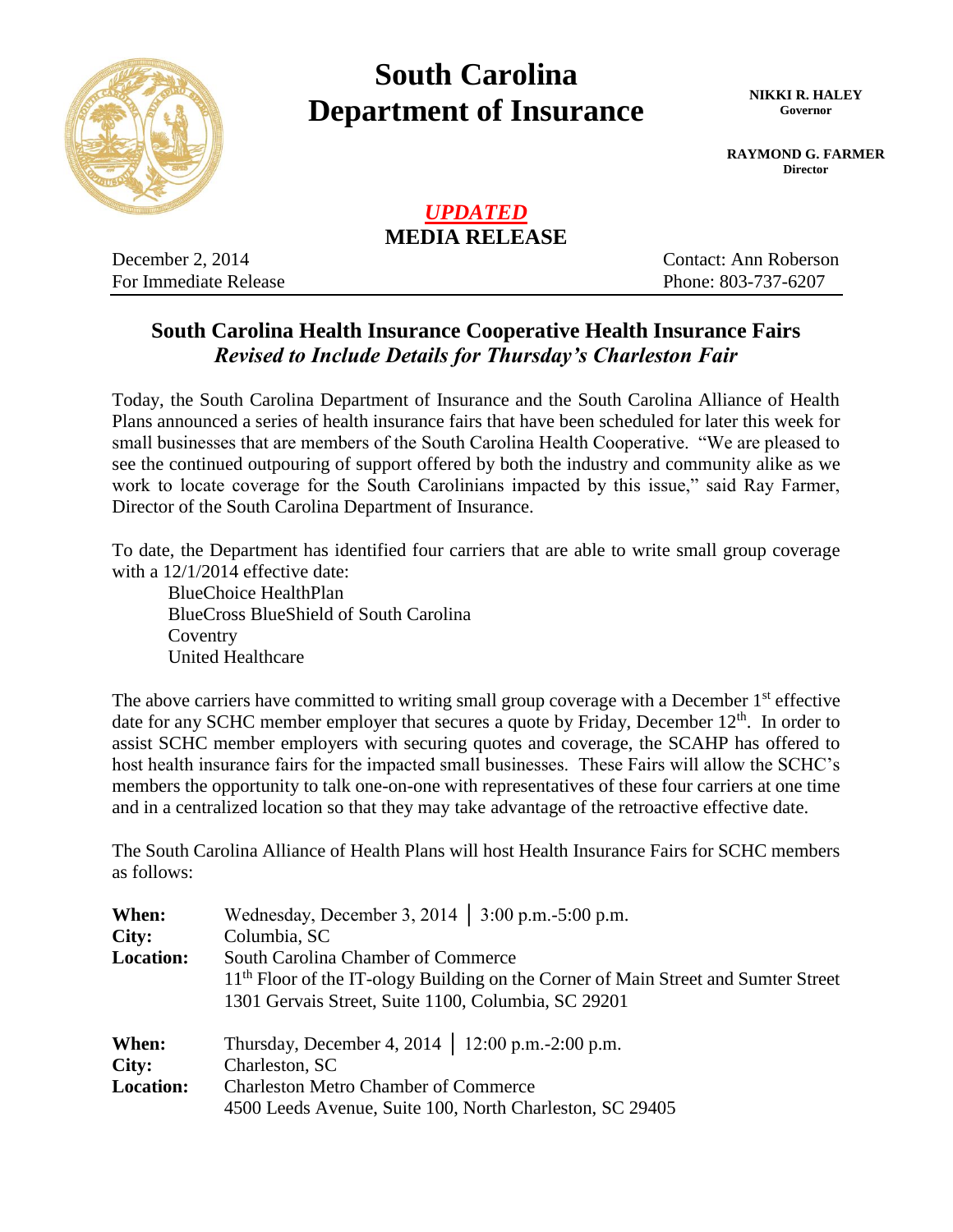# South Carolina Department of Insurance

**NIKKI R. HALEY**
Governor

**RAYMOND G. FARMER**
Director

***UPDATED***
**MEDIA RELEASE**

December 2, 2014
For Immediate Release

Contact: Ann Roberson
Phone: 803-737-6207

## South Carolina Health Insurance Cooperative Health Insurance Fairs
### *Revised to Include Details for Thursday's Charleston Fair*

Today, the South Carolina Department of Insurance and the South Carolina Alliance of Health Plans announced a series of health insurance fairs that have been scheduled for later this week for small businesses that are members of the South Carolina Health Cooperative. "We are pleased to see the continued outpouring of support offered by both the industry and community alike as we work to locate coverage for the South Carolinians impacted by this issue," said Ray Farmer, Director of the South Carolina Department of Insurance.

To date, the Department has identified four carriers that are able to write small group coverage with a 12/1/2014 effective date:

- BlueChoice HealthPlan
- BlueCross BlueShield of South Carolina
- Coventry
- United Healthcare

The above carriers have committed to writing small group coverage with a December 1st effective date for any SCHC member employer that secures a quote by Friday, December 12th. In order to assist SCHC member employers with securing quotes and coverage, the SCAHP has offered to host health insurance fairs for the impacted small businesses. These Fairs will allow the SCHC's members the opportunity to talk one-on-one with representatives of these four carriers at one time and in a centralized location so that they may take advantage of the retroactive effective date.

The South Carolina Alliance of Health Plans will host Health Insurance Fairs for SCHC members as follows:

**When:** Wednesday, December 3, 2014 | 3:00 p.m.-5:00 p.m.
**City:** Columbia, SC
**Location:** South Carolina Chamber of Commerce
11th Floor of the IT-ology Building on the Corner of Main Street and Sumter Street
1301 Gervais Street, Suite 1100, Columbia, SC 29201

**When:** Thursday, December 4, 2014 | 12:00 p.m.-2:00 p.m.
**City:** Charleston, SC
**Location:** Charleston Metro Chamber of Commerce
4500 Leeds Avenue, Suite 100, North Charleston, SC 29405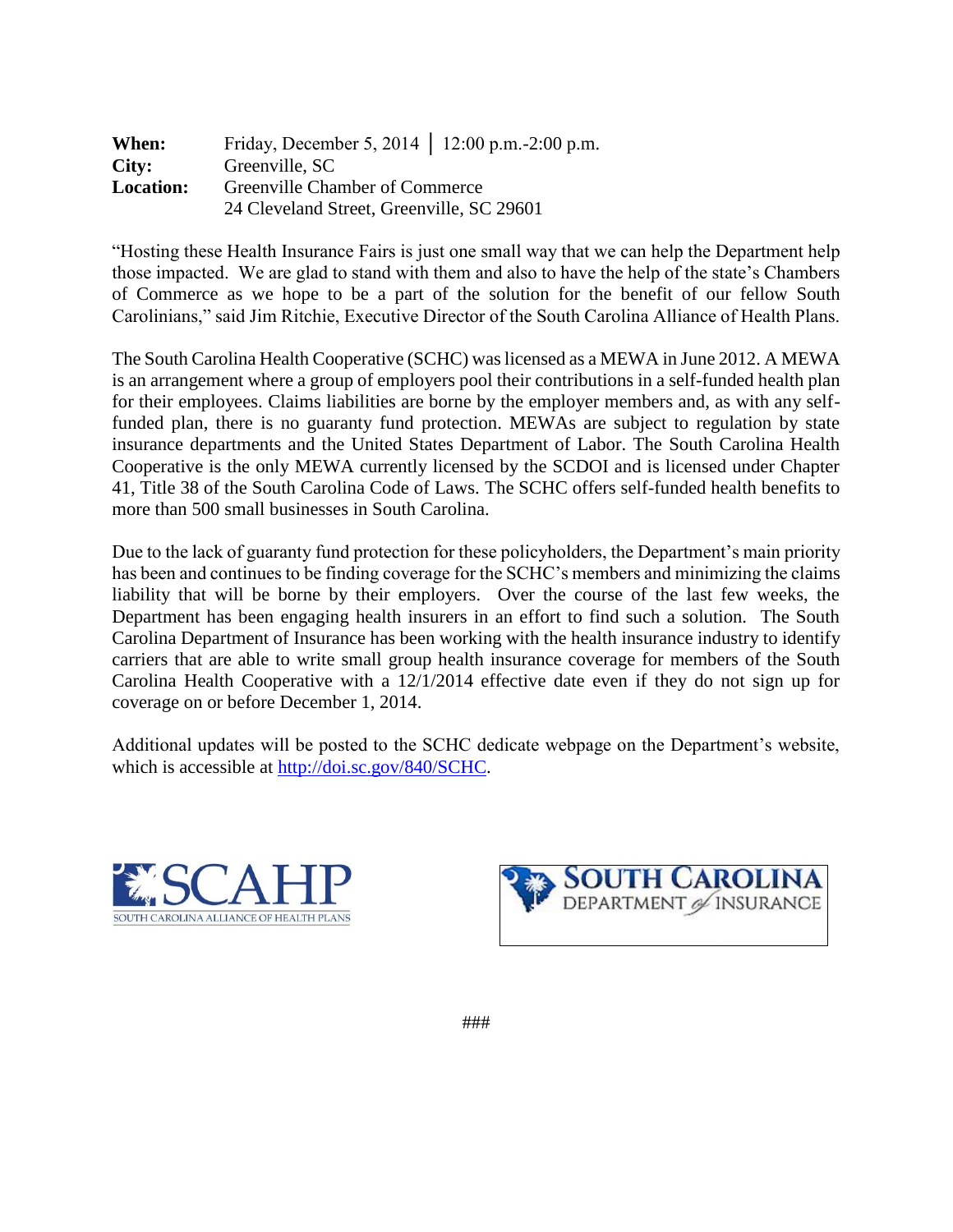**When:** Friday, December 5, 2014 │ 12:00 p.m.-2:00 p.m.
**City:** Greenville, SC
**Location:** Greenville Chamber of Commerce
24 Cleveland Street, Greenville, SC 29601

"Hosting these Health Insurance Fairs is just one small way that we can help the Department help those impacted. We are glad to stand with them and also to have the help of the state's Chambers of Commerce as we hope to be a part of the solution for the benefit of our fellow South Carolinians," said Jim Ritchie, Executive Director of the South Carolina Alliance of Health Plans.

The South Carolina Health Cooperative (SCHC) was licensed as a MEWA in June 2012. A MEWA is an arrangement where a group of employers pool their contributions in a self-funded health plan for their employees. Claims liabilities are borne by the employer members and, as with any self-funded plan, there is no guaranty fund protection. MEWAs are subject to regulation by state insurance departments and the United States Department of Labor. The South Carolina Health Cooperative is the only MEWA currently licensed by the SCDOI and is licensed under Chapter 41, Title 38 of the South Carolina Code of Laws. The SCHC offers self-funded health benefits to more than 500 small businesses in South Carolina.

Due to the lack of guaranty fund protection for these policyholders, the Department's main priority has been and continues to be finding coverage for the SCHC's members and minimizing the claims liability that will be borne by their employers. Over the course of the last few weeks, the Department has been engaging health insurers in an effort to find such a solution. The South Carolina Department of Insurance has been working with the health insurance industry to identify carriers that are able to write small group health insurance coverage for members of the South Carolina Health Cooperative with a 12/1/2014 effective date even if they do not sign up for coverage on or before December 1, 2014.

Additional updates will be posted to the SCHC dedicate webpage on the Department's website, which is accessible at http://doi.sc.gov/840/SCHC.

SCAHP
SOUTH CAROLINA ALLIANCE OF HEALTH PLANS

SOUTH CAROLINA
DEPARTMENT of INSURANCE

###